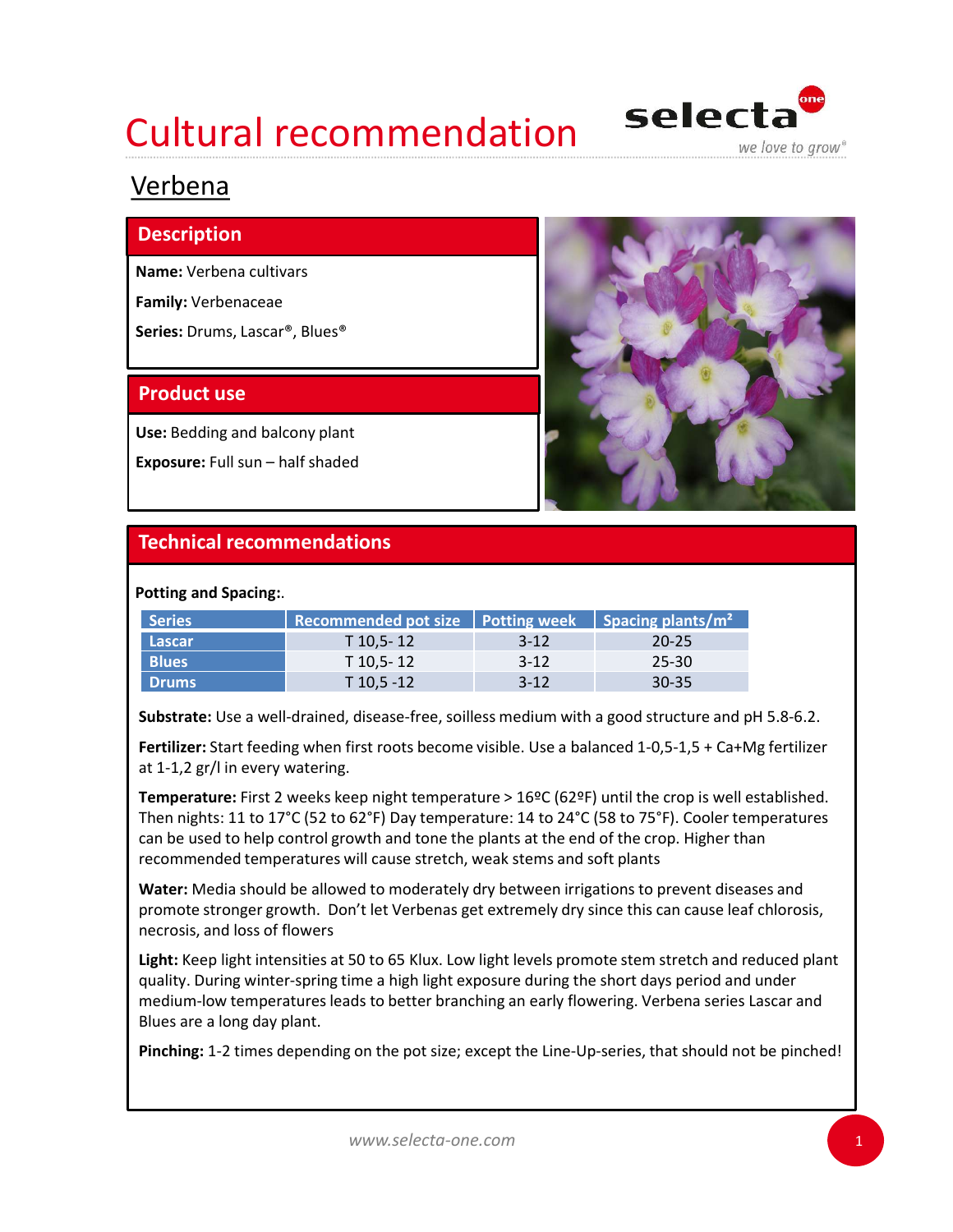# Cultural recommendation

## Verbena

### Description

**Name:** Verbena cultivars

**Family:** Verbenaceae

**Series:** Drums, Lascar®, Blues®

### Product use

**Use:** Bedding and balcony plant

**Exposure:** Full sun – half shaded

### Technical recommendations

**Potting and Spacing:**.

| Series | Recommended pot size | Potting week | Spacing plants/m² |
|---|---|---|---|
| Lascar | T 10,5- 12 | 3-12 | 20-25 |
| Blues | T 10,5- 12 | 3-12 | 25-30 |
| Drums | T 10,5 -12 | 3-12 | 30-35 |

**Substrate:** Use a well-drained, disease-free, soilless medium with a good structure and pH 5.8-6.2.

**Fertilizer:** Start feeding when first roots become visible. Use a balanced 1-0,5-1,5 + Ca+Mg fertilizer at 1-1,2 gr/l in every watering.

**Temperature:** First 2 weeks keep night temperature > 16ºC (62ºF) until the crop is well established. Then nights: 11 to 17°C (52 to 62°F) Day temperature: 14 to 24°C (58 to 75°F). Cooler temperatures can be used to help control growth and tone the plants at the end of the crop. Higher than recommended temperatures will cause stretch, weak stems and soft plants

**Water:** Media should be allowed to moderately dry between irrigations to prevent diseases and promote stronger growth. Don't let Verbenas get extremely dry since this can cause leaf chlorosis, necrosis, and loss of flowers

**Light:** Keep light intensities at 50 to 65 Klux. Low light levels promote stem stretch and reduced plant quality. During winter-spring time a high light exposure during the short days period and under medium-low temperatures leads to better branching an early flowering. Verbena series Lascar and Blues are a long day plant.

**Pinching:** 1-2 times depending on the pot size; except the Line-Up-series, that should not be pinched!

www.selecta-one.com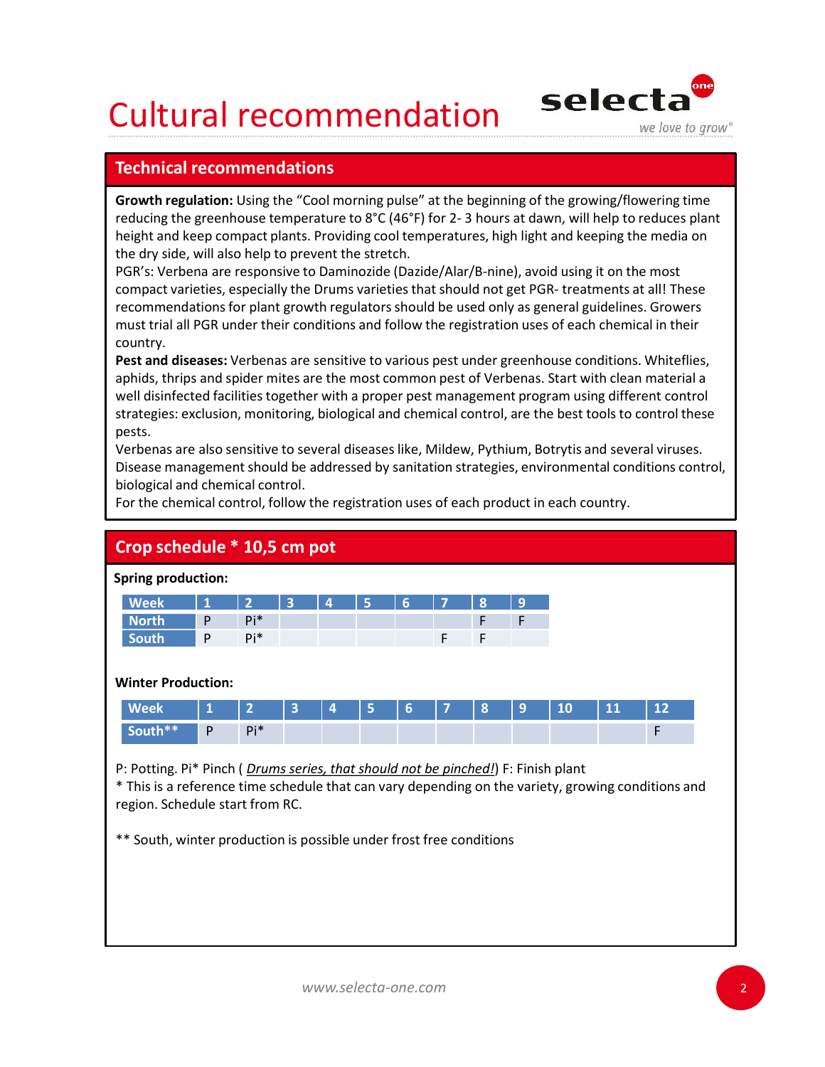# Cultural recommendation

## Technical recommendations

**Growth regulation:** Using the "Cool morning pulse" at the beginning of the growing/flowering time reducing the greenhouse temperature to 8°C (46°F) for 2- 3 hours at dawn, will help to reduces plant height and keep compact plants. Providing cool temperatures, high light and keeping the media on the dry side, will also help to prevent the stretch.
PGR's: Verbena are responsive to Daminozide (Dazide/Alar/B-nine), avoid using it on the most compact varieties, especially the Drums varieties that should not get PGR- treatments at all! These recommendations for plant growth regulators should be used only as general guidelines. Growers must trial all PGR under their conditions and follow the registration uses of each chemical in their country.
**Pest and diseases:** Verbenas are sensitive to various pest under greenhouse conditions. Whiteflies, aphids, thrips and spider mites are the most common pest of Verbenas. Start with clean material a well disinfected facilities together with a proper pest management program using different control strategies: exclusion, monitoring, biological and chemical control, are the best tools to control these pests.
Verbenas are also sensitive to several diseases like, Mildew, Pythium, Botrytis and several viruses. Disease management should be addressed by sanitation strategies, environmental conditions control, biological and chemical control.
For the chemical control, follow the registration uses of each product in each country.

## Crop schedule * 10,5 cm pot

**Spring production:**

| Week | 1 | 2 | 3 | 4 | 5 | 6 | 7 | 8 | 9 |
|---|---|---|---|---|---|---|---|---|---|
| North | P | Pi* | | | | | | F | F |
| South | P | Pi* | | | | | F | F | |

**Winter Production:**

| Week | 1 | 2 | 3 | 4 | 5 | 6 | 7 | 8 | 9 | 10 | 11 | 12 |
|---|---|---|---|---|---|---|---|---|---|---|---|---|
| South** | P | Pi* | | | | | | | | | | F |

P: Potting. Pi* Pinch ( *Drums series, that should not be pinched!*) F: Finish plant
* This is a reference time schedule that can vary depending on the variety, growing conditions and region. Schedule start from RC.

** South, winter production is possible under frost free conditions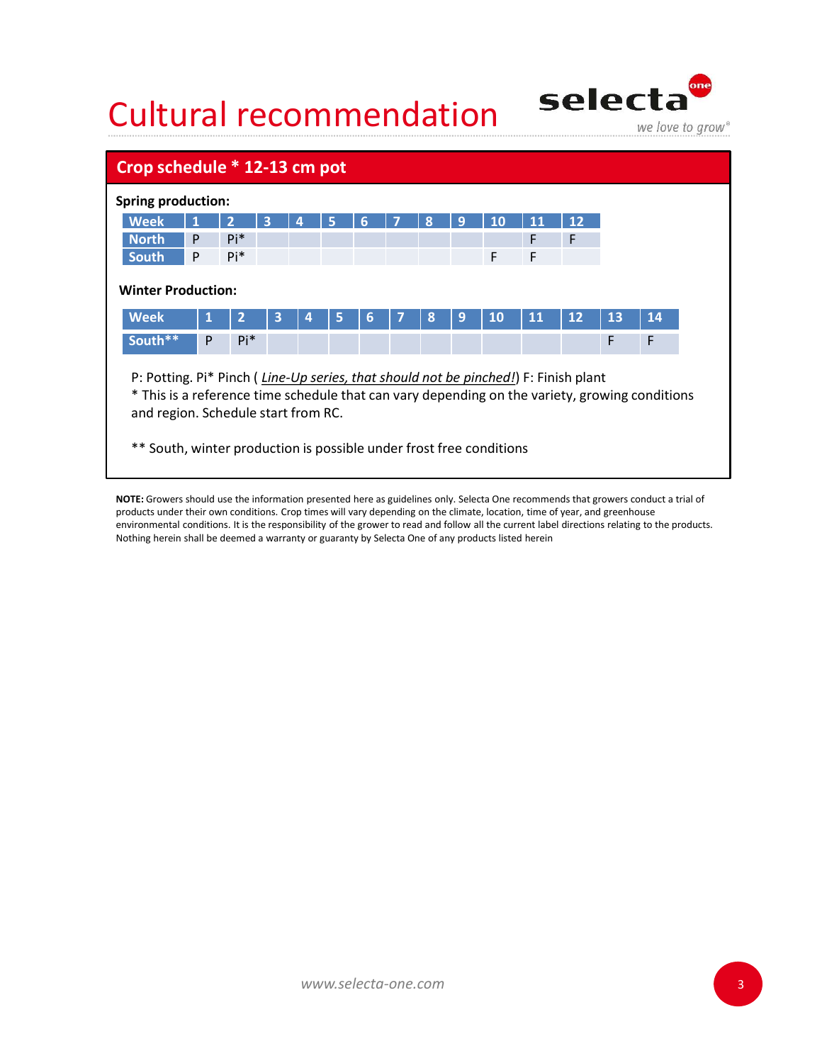# Cultural recommendation

## Crop schedule * 12-13 cm pot

**Spring production:**

| Week | 1 | 2 | 3 | 4 | 5 | 6 | 7 | 8 | 9 | 10 | 11 | 12 |
|---|---|---|---|---|---|---|---|---|---|---|---|---|
| North | P | Pi* | | | | | | | | | F | F |
| South | P | Pi* | | | | | | | | F | F | |

**Winter Production:**

| Week | 1 | 2 | 3 | 4 | 5 | 6 | 7 | 8 | 9 | 10 | 11 | 12 | 13 | 14 |
|---|---|---|---|---|---|---|---|---|---|---|---|---|---|---|
| South** | P | Pi* | | | | | | | | | | | F | F |

P: Potting. Pi* Pinch ( *Line-Up series, that should not be pinched!*) F: Finish plant
* This is a reference time schedule that can vary depending on the variety, growing conditions and region. Schedule start from RC.

** South, winter production is possible under frost free conditions

**NOTE:** Growers should use the information presented here as guidelines only. Selecta One recommends that growers conduct a trial of products under their own conditions. Crop times will vary depending on the climate, location, time of year, and greenhouse environmental conditions. It is the responsibility of the grower to read and follow all the current label directions relating to the products. Nothing herein shall be deemed a warranty or guaranty by Selecta One of any products listed herein

www.selecta-one.com